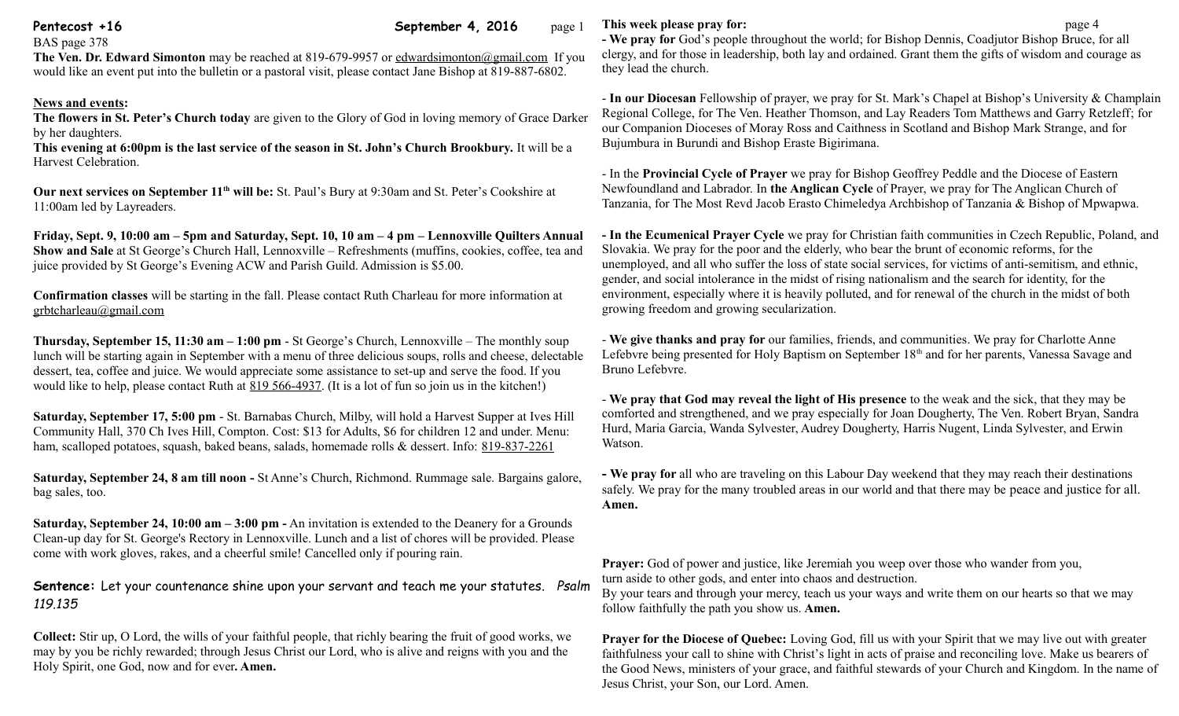**Pentecost +16** **September 4, 2016**

BAS page 378

**The Ven. Dr. Edward Simonton** may be reached at 819-679-9957 or edwardsimonton@gmail.com If you would like an event put into the bulletin or a pastoral visit, please contact Jane Bishop at 819-887-6802.

**News and events:**

**The flowers in St. Peter's Church today** are given to the Glory of God in loving memory of Grace Darker by her daughters.

**This evening at 6:00pm is the last service of the season in St. John's Church Brookbury.** It will be a Harvest Celebration.

**Our next services on September 11th will be:** St. Paul's Bury at 9:30am and St. Peter's Cookshire at 11:00am led by Layreaders.

**Friday, Sept. 9, 10:00 am – 5pm and Saturday, Sept. 10, 10 am – 4 pm – Lennoxville Quilters Annual Show and Sale** at St George's Church Hall, Lennoxville – Refreshments (muffins, cookies, coffee, tea and juice provided by St George's Evening ACW and Parish Guild. Admission is $5.00.

**Confirmation classes** will be starting in the fall. Please contact Ruth Charleau for more information at grbtcharleau@gmail.com

**Thursday, September 15, 11:30 am – 1:00 pm** - St George's Church, Lennoxville – The monthly soup lunch will be starting again in September with a menu of three delicious soups, rolls and cheese, delectable dessert, tea, coffee and juice. We would appreciate some assistance to set-up and serve the food. If you would like to help, please contact Ruth at 819 566-4937. (It is a lot of fun so join us in the kitchen!)

**Saturday, September 17, 5:00 pm** - St. Barnabas Church, Milby, will hold a Harvest Supper at Ives Hill Community Hall, 370 Ch Ives Hill, Compton. Cost: $13 for Adults, $6 for children 12 and under. Menu: ham, scalloped potatoes, squash, baked beans, salads, homemade rolls & dessert. Info: 819-837-2261

**Saturday, September 24, 8 am till noon -** St Anne's Church, Richmond. Rummage sale. Bargains galore, bag sales, too.

**Saturday, September 24, 10:00 am – 3:00 pm -** An invitation is extended to the Deanery for a Grounds Clean-up day for St. George's Rectory in Lennoxville. Lunch and a list of chores will be provided. Please come with work gloves, rakes, and a cheerful smile! Cancelled only if pouring rain.

**Sentence:** Let your countenance shine upon your servant and teach me your statutes. *Psalm 119.135*

**Collect:** Stir up, O Lord, the wills of your faithful people, that richly bearing the fruit of good works, we may by you be richly rewarded; through Jesus Christ our Lord, who is alive and reigns with you and the Holy Spirit, one God, now and for ever**. Amen.**

**This week please pray for:**

**- We pray for** God's people throughout the world; for Bishop Dennis, Coadjutor Bishop Bruce, for all clergy, and for those in leadership, both lay and ordained. Grant them the gifts of wisdom and courage as they lead the church.

- **In our Diocesan** Fellowship of prayer, we pray for St. Mark's Chapel at Bishop's University & Champlain Regional College, for The Ven. Heather Thomson, and Lay Readers Tom Matthews and Garry Retzleff; for our Companion Dioceses of Moray Ross and Caithness in Scotland and Bishop Mark Strange, and for Bujumbura in Burundi and Bishop Eraste Bigirimana.

- In the **Provincial Cycle of Prayer** we pray for Bishop Geoffrey Peddle and the Diocese of Eastern Newfoundland and Labrador. In **the Anglican Cycle** of Prayer, we pray for The Anglican Church of Tanzania, for The Most Revd Jacob Erasto Chimeledya Archbishop of Tanzania & Bishop of Mpwapwa.

**- In the Ecumenical Prayer Cycle** we pray for Christian faith communities in Czech Republic, Poland, and Slovakia. We pray for the poor and the elderly, who bear the brunt of economic reforms, for the unemployed, and all who suffer the loss of state social services, for victims of anti-semitism, and ethnic, gender, and social intolerance in the midst of rising nationalism and the search for identity, for the environment, especially where it is heavily polluted, and for renewal of the church in the midst of both growing freedom and growing secularization.

- **We give thanks and pray for** our families, friends, and communities. We pray for Charlotte Anne Lefebvre being presented for Holy Baptism on September 18th and for her parents, Vanessa Savage and Bruno Lefebvre.

- **We pray that God may reveal the light of His presence** to the weak and the sick, that they may be comforted and strengthened, and we pray especially for Joan Dougherty, The Ven. Robert Bryan, Sandra Hurd, Maria Garcia, Wanda Sylvester, Audrey Dougherty, Harris Nugent, Linda Sylvester, and Erwin Watson.

**- We pray for** all who are traveling on this Labour Day weekend that they may reach their destinations safely. We pray for the many troubled areas in our world and that there may be peace and justice for all. **Amen.**

**Prayer:** God of power and justice, like Jeremiah you weep over those who wander from you, turn aside to other gods, and enter into chaos and destruction.
By your tears and through your mercy, teach us your ways and write them on our hearts so that we may follow faithfully the path you show us. **Amen.**

**Prayer for the Diocese of Quebec:** Loving God, fill us with your Spirit that we may live out with greater faithfulness your call to shine with Christ's light in acts of praise and reconciling love. Make us bearers of the Good News, ministers of your grace, and faithful stewards of your Church and Kingdom. In the name of Jesus Christ, your Son, our Lord. Amen.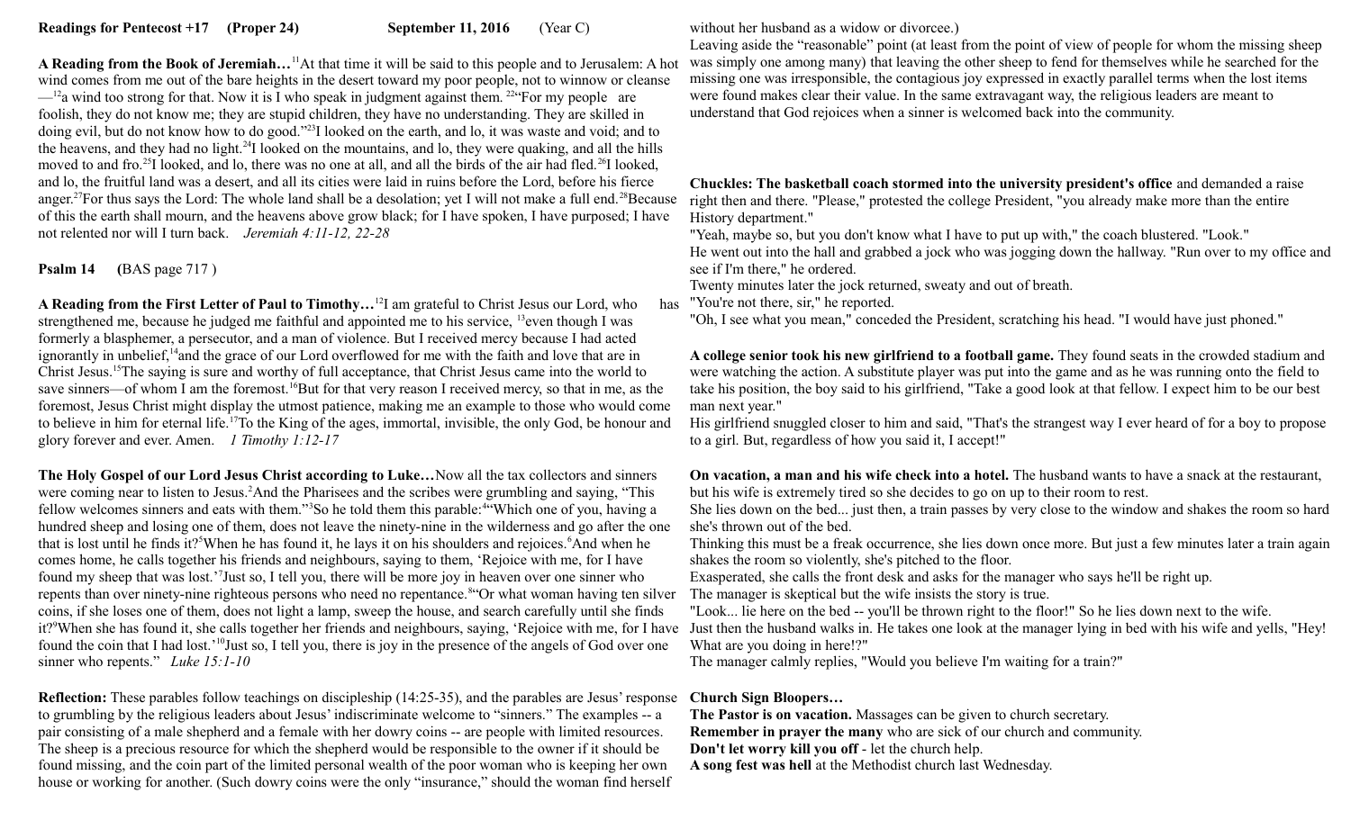**Readings for Pentecost +17 (Proper 24) September 11, 2016 (Year C)**

**A Reading from the Book of Jeremiah…**[11]At that time it will be said to this people and to Jerusalem: A hot wind comes from me out of the bare heights in the desert toward my poor people, not to winnow or cleanse —[12]a wind too strong for that. Now it is I who speak in judgment against them. [22]"For my people are foolish, they do not know me; they are stupid children, they have no understanding. They are skilled in doing evil, but do not know how to do good."[23]I looked on the earth, and lo, it was waste and void; and to the heavens, and they had no light.[24]I looked on the mountains, and lo, they were quaking, and all the hills moved to and fro.[25]I looked, and lo, there was no one at all, and all the birds of the air had fled.[26]I looked, and lo, the fruitful land was a desert, and all its cities were laid in ruins before the Lord, before his fierce anger.[27]For thus says the Lord: The whole land shall be a desolation; yet I will not make a full end.[28]Because of this the earth shall mourn, and the heavens above grow black; for I have spoken, I have purposed; I have not relented nor will I turn back. *Jeremiah 4:11-12, 22-28*

**Psalm 14 (**BAS page 717 )

**A Reading from the First Letter of Paul to Timothy…**[12]I am grateful to Christ Jesus our Lord, who has strengthened me, because he judged me faithful and appointed me to his service, [13]even though I was formerly a blasphemer, a persecutor, and a man of violence. But I received mercy because I had acted ignorantly in unbelief,[14]and the grace of our Lord overflowed for me with the faith and love that are in Christ Jesus.[15]The saying is sure and worthy of full acceptance, that Christ Jesus came into the world to save sinners—of whom I am the foremost.[16]But for that very reason I received mercy, so that in me, as the foremost, Jesus Christ might display the utmost patience, making me an example to those who would come to believe in him for eternal life.[17]To the King of the ages, immortal, invisible, the only God, be honour and glory forever and ever. Amen. *1 Timothy 1:12-17*

**The Holy Gospel of our Lord Jesus Christ according to Luke…**Now all the tax collectors and sinners were coming near to listen to Jesus.[2]And the Pharisees and the scribes were grumbling and saying, "This fellow welcomes sinners and eats with them."[3]So he told them this parable:[4]"Which one of you, having a hundred sheep and losing one of them, does not leave the ninety-nine in the wilderness and go after the one that is lost until he finds it?[5]When he has found it, he lays it on his shoulders and rejoices.[6]And when he comes home, he calls together his friends and neighbours, saying to them, 'Rejoice with me, for I have found my sheep that was lost.'[7]Just so, I tell you, there will be more joy in heaven over one sinner who repents than over ninety-nine righteous persons who need no repentance.[8]"Or what woman having ten silver coins, if she loses one of them, does not light a lamp, sweep the house, and search carefully until she finds it?[9]When she has found it, she calls together her friends and neighbours, saying, 'Rejoice with me, for I have found the coin that I had lost.'[10]Just so, I tell you, there is joy in the presence of the angels of God over one sinner who repents." *Luke 15:1-10*

**Reflection:** These parables follow teachings on discipleship (14:25-35), and the parables are Jesus' response to grumbling by the religious leaders about Jesus' indiscriminate welcome to "sinners." The examples -- a pair consisting of a male shepherd and a female with her dowry coins -- are people with limited resources. The sheep is a precious resource for which the shepherd would be responsible to the owner if it should be found missing, and the coin part of the limited personal wealth of the poor woman who is keeping her own house or working for another. (Such dowry coins were the only "insurance," should the woman find herself without her husband as a widow or divorcee.)

Leaving aside the "reasonable" point (at least from the point of view of people for whom the missing sheep was simply one among many) that leaving the other sheep to fend for themselves while he searched for the missing one was irresponsible, the contagious joy expressed in exactly parallel terms when the lost items were found makes clear their value. In the same extravagant way, the religious leaders are meant to understand that God rejoices when a sinner is welcomed back into the community.

**Chuckles: The basketball coach stormed into the university president's office** and demanded a raise right then and there. "Please," protested the college President, "you already make more than the entire History department."

"Yeah, maybe so, but you don't know what I have to put up with," the coach blustered. "Look."

He went out into the hall and grabbed a jock who was jogging down the hallway. "Run over to my office and see if I'm there," he ordered.

Twenty minutes later the jock returned, sweaty and out of breath.

"You're not there, sir," he reported.

"Oh, I see what you mean," conceded the President, scratching his head. "I would have just phoned."

**A college senior took his new girlfriend to a football game.** They found seats in the crowded stadium and were watching the action. A substitute player was put into the game and as he was running onto the field to take his position, the boy said to his girlfriend, "Take a good look at that fellow. I expect him to be our best man next year."

His girlfriend snuggled closer to him and said, "That's the strangest way I ever heard of for a boy to propose to a girl. But, regardless of how you said it, I accept!"

**On vacation, a man and his wife check into a hotel.** The husband wants to have a snack at the restaurant, but his wife is extremely tired so she decides to go on up to their room to rest.

She lies down on the bed... just then, a train passes by very close to the window and shakes the room so hard she's thrown out of the bed.

Thinking this must be a freak occurrence, she lies down once more. But just a few minutes later a train again shakes the room so violently, she's pitched to the floor.

Exasperated, she calls the front desk and asks for the manager who says he'll be right up.

The manager is skeptical but the wife insists the story is true.

"Look... lie here on the bed -- you'll be thrown right to the floor!" So he lies down next to the wife.

Just then the husband walks in. He takes one look at the manager lying in bed with his wife and yells, "Hey! What are you doing in here!?"

The manager calmly replies, "Would you believe I'm waiting for a train?"

**Church Sign Bloopers…**

**The Pastor is on vacation.** Massages can be given to church secretary.

**Remember in prayer the many** who are sick of our church and community.

**Don't let worry kill you off** - let the church help.

**A song fest was hell** at the Methodist church last Wednesday.